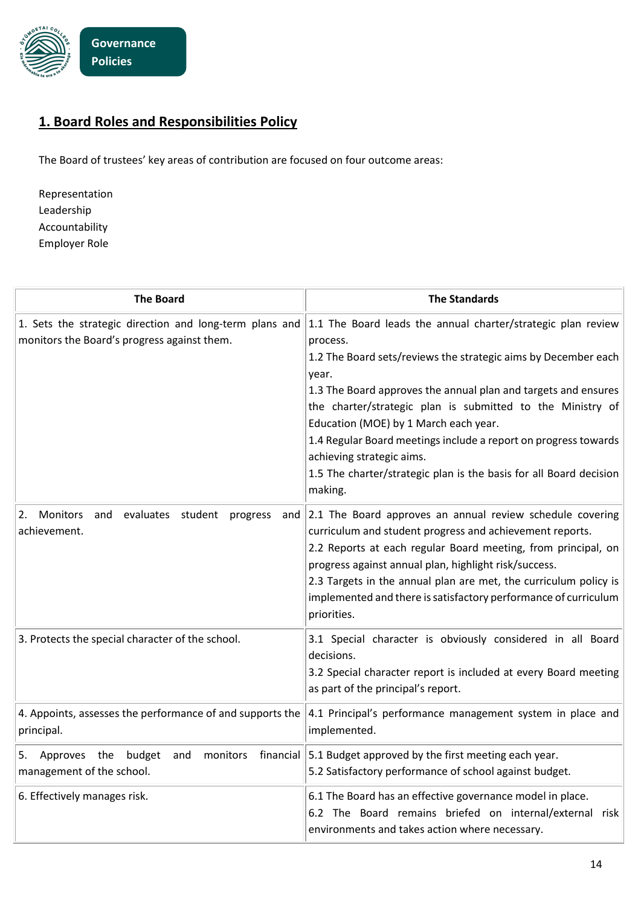Governance Policies

# 1. Board Roles and Responsibilities Policy

The Board of trustees' key areas of contribution are focused on four outcome areas:

Representation
Leadership
Accountability
Employer Role

| The Board | The Standards |
|---|---|
| 1. Sets the strategic direction and long-term plans and monitors the Board's progress against them. | 1.1 The Board leads the annual charter/strategic plan review process.<br>1.2 The Board sets/reviews the strategic aims by December each year.<br>1.3 The Board approves the annual plan and targets and ensures the charter/strategic plan is submitted to the Ministry of Education (MOE) by 1 March each year.<br>1.4 Regular Board meetings include a report on progress towards achieving strategic aims.<br>1.5 The charter/strategic plan is the basis for all Board decision making. |
| 2. Monitors and evaluates student progress and achievement. | 2.1 The Board approves an annual review schedule covering curriculum and student progress and achievement reports.<br>2.2 Reports at each regular Board meeting, from principal, on progress against annual plan, highlight risk/success.<br>2.3 Targets in the annual plan are met, the curriculum policy is implemented and there is satisfactory performance of curriculum priorities. |
| 3. Protects the special character of the school. | 3.1 Special character is obviously considered in all Board decisions.<br>3.2 Special character report is included at every Board meeting as part of the principal's report. |
| 4. Appoints, assesses the performance of and supports the principal. | 4.1 Principal's performance management system in place and implemented. |
| 5. Approves the budget and monitors financial management of the school. | 5.1 Budget approved by the first meeting each year.<br>5.2 Satisfactory performance of school against budget. |
| 6. Effectively manages risk. | 6.1 The Board has an effective governance model in place.<br>6.2 The Board remains briefed on internal/external risk environments and takes action where necessary. |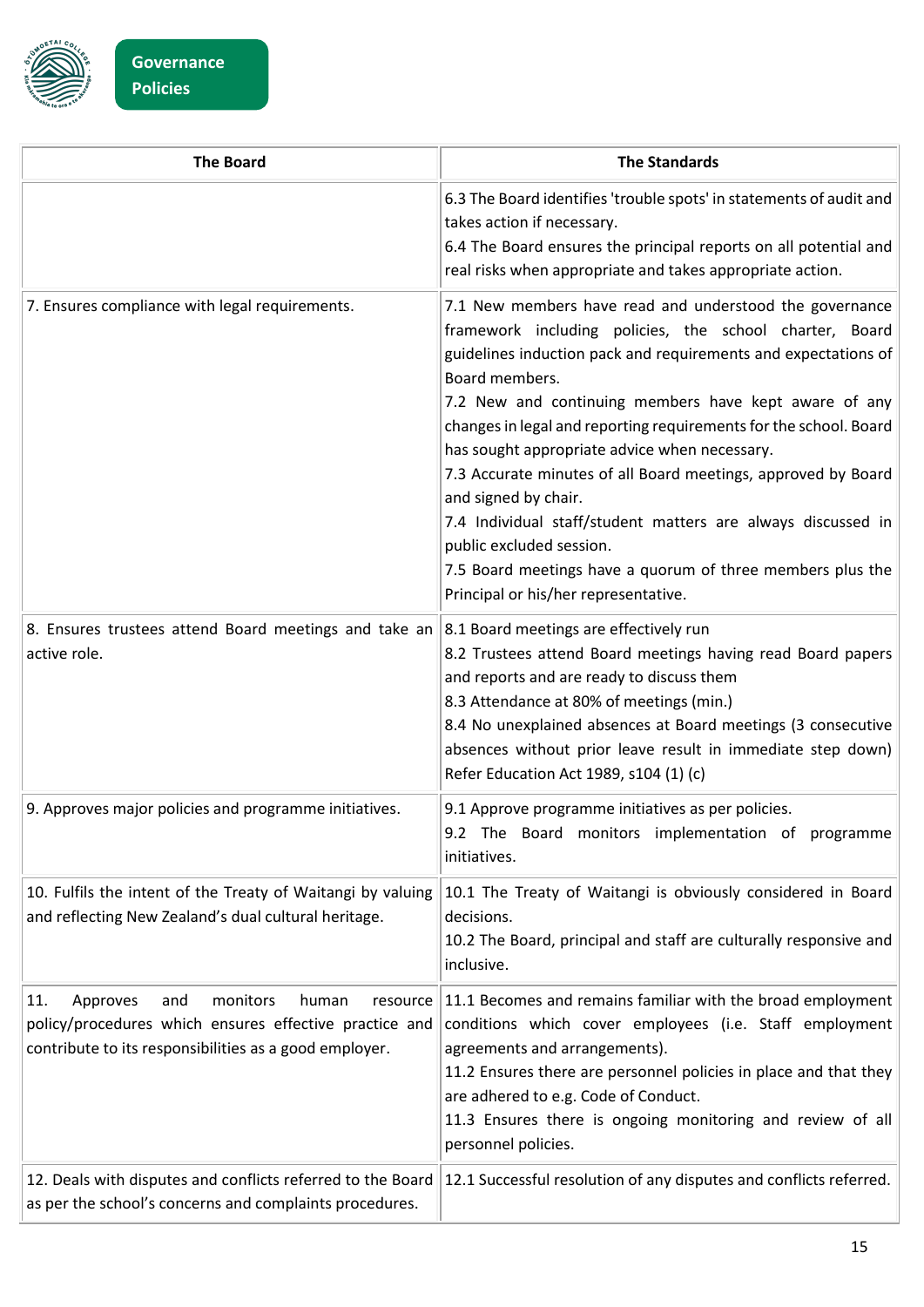| The Board | The Standards |
|---|---|
| | 6.3 The Board identifies 'trouble spots' in statements of audit and takes action if necessary.<br>6.4 The Board ensures the principal reports on all potential and real risks when appropriate and takes appropriate action. |
| 7. Ensures compliance with legal requirements. | 7.1 New members have read and understood the governance framework including policies, the school charter, Board guidelines induction pack and requirements and expectations of Board members.<br>7.2 New and continuing members have kept aware of any changes in legal and reporting requirements for the school. Board has sought appropriate advice when necessary.<br>7.3 Accurate minutes of all Board meetings, approved by Board and signed by chair.<br>7.4 Individual staff/student matters are always discussed in public excluded session.<br>7.5 Board meetings have a quorum of three members plus the Principal or his/her representative. |
| 8. Ensures trustees attend Board meetings and take an active role. | 8.1 Board meetings are effectively run<br>8.2 Trustees attend Board meetings having read Board papers and reports and are ready to discuss them<br>8.3 Attendance at 80% of meetings (min.)<br>8.4 No unexplained absences at Board meetings (3 consecutive absences without prior leave result in immediate step down) Refer Education Act 1989, s104 (1) (c) |
| 9. Approves major policies and programme initiatives. | 9.1 Approve programme initiatives as per policies.<br>9.2 The Board monitors implementation of programme initiatives. |
| 10. Fulfils the intent of the Treaty of Waitangi by valuing and reflecting New Zealand's dual cultural heritage. | 10.1 The Treaty of Waitangi is obviously considered in Board decisions.<br>10.2 The Board, principal and staff are culturally responsive and inclusive. |
| 11. Approves and monitors human resource policy/procedures which ensures effective practice and contribute to its responsibilities as a good employer. | 11.1 Becomes and remains familiar with the broad employment conditions which cover employees (i.e. Staff employment agreements and arrangements).<br>11.2 Ensures there are personnel policies in place and that they are adhered to e.g. Code of Conduct.<br>11.3 Ensures there is ongoing monitoring and review of all personnel policies. |
| 12. Deals with disputes and conflicts referred to the Board as per the school's concerns and complaints procedures. | 12.1 Successful resolution of any disputes and conflicts referred. |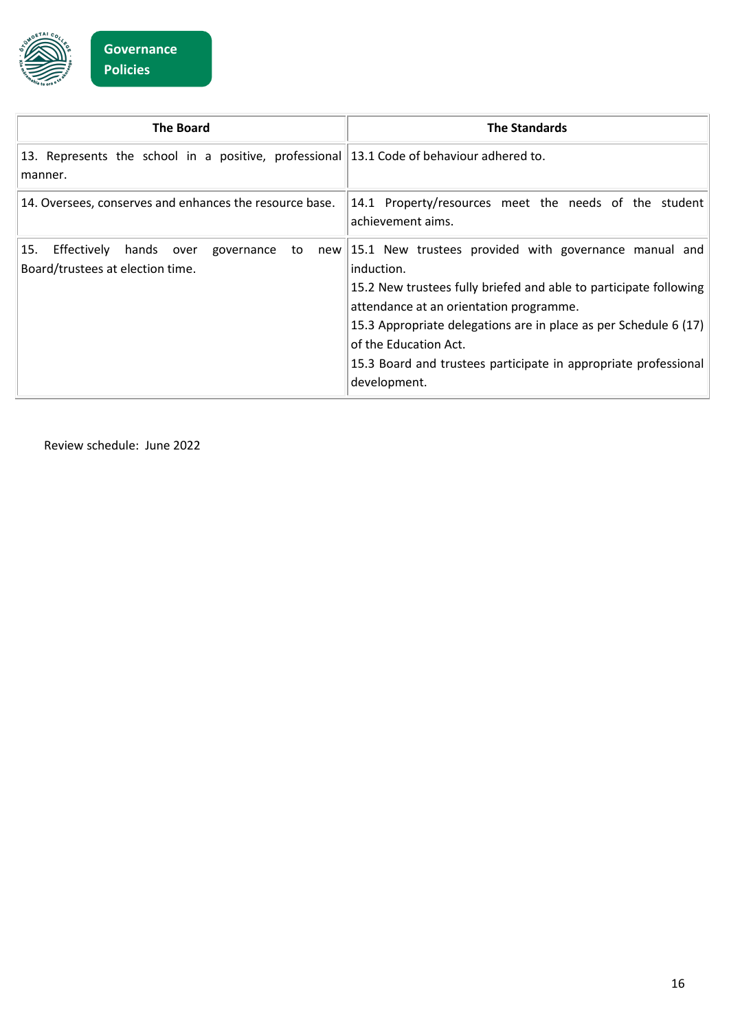| The Board | The Standards |
|---|---|
| 13. Represents the school in a positive, professional manner. | 13.1 Code of behaviour adhered to. |
| 14. Oversees, conserves and enhances the resource base. | 14.1 Property/resources meet the needs of the student achievement aims. |
| 15. Effectively hands over governance to new Board/trustees at election time. | 15.1 New trustees provided with governance manual and induction.<br>15.2 New trustees fully briefed and able to participate following attendance at an orientation programme.<br>15.3 Appropriate delegations are in place as per Schedule 6 (17) of the Education Act.<br>15.3 Board and trustees participate in appropriate professional development. |

Review schedule: June 2022